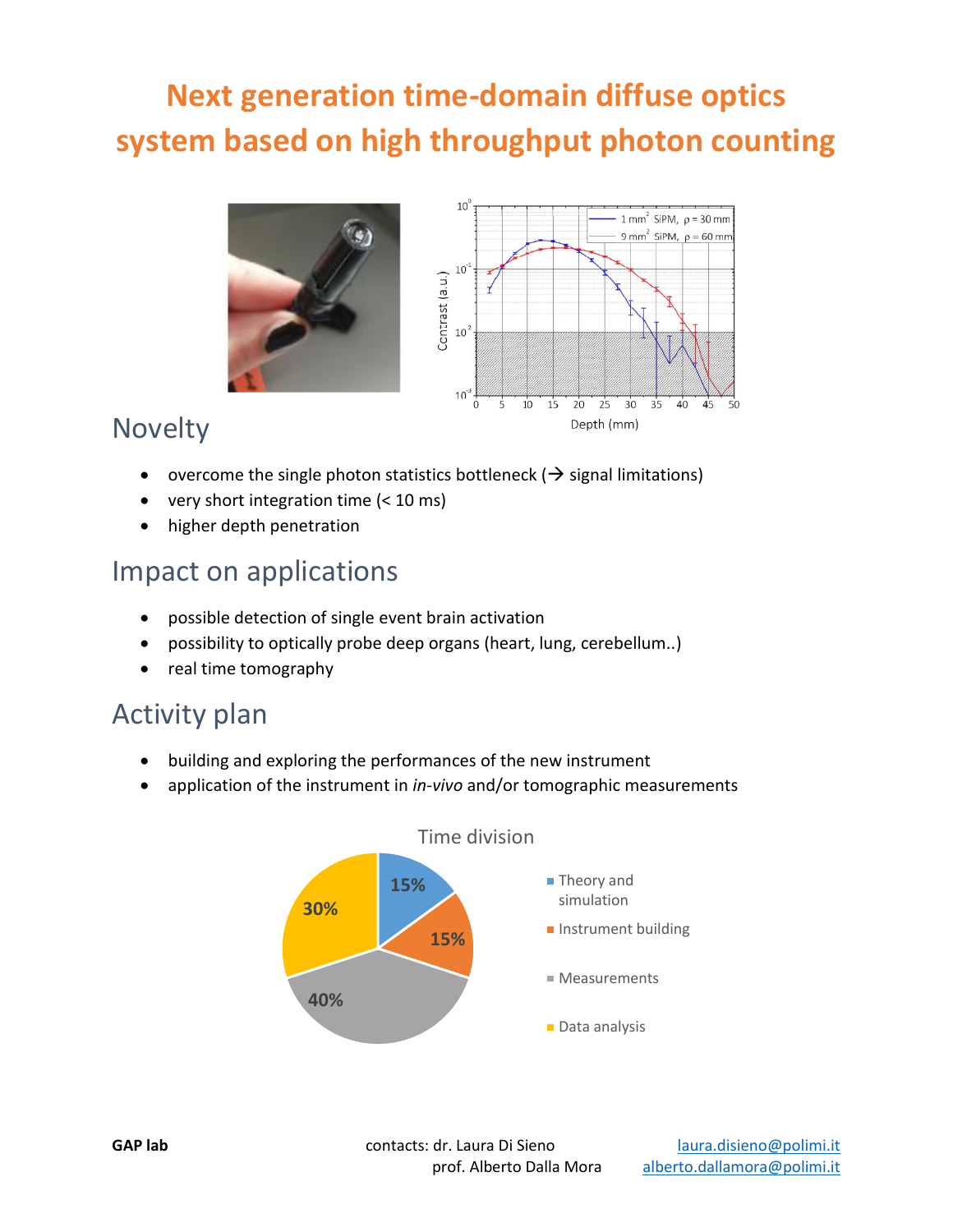# Next generation time-domain diffuse optics system based on high throughput photon counting

## Novelty

- overcome the single photon statistics bottleneck (→ signal limitations)
- very short integration time (< 10 ms)
- higher depth penetration

## Impact on applications

- possible detection of single event brain activation
- possibility to optically probe deep organs (heart, lung, cerebellum..)
- real time tomography

## Activity plan

- building and exploring the performances of the new instrument
- application of the instrument in *in-vivo* and/or tomographic measurements

Time division

| Activity | Share |
|---|---|
| Theory and simulation | 15% |
| Instrument building | 15% |
| Measurements | 40% |
| Data analysis | 30% |

**GAP lab**

contacts: dr. Laura Di Sieno laura.disieno@polimi.it
prof. Alberto Dalla Mora alberto.dallamora@polimi.it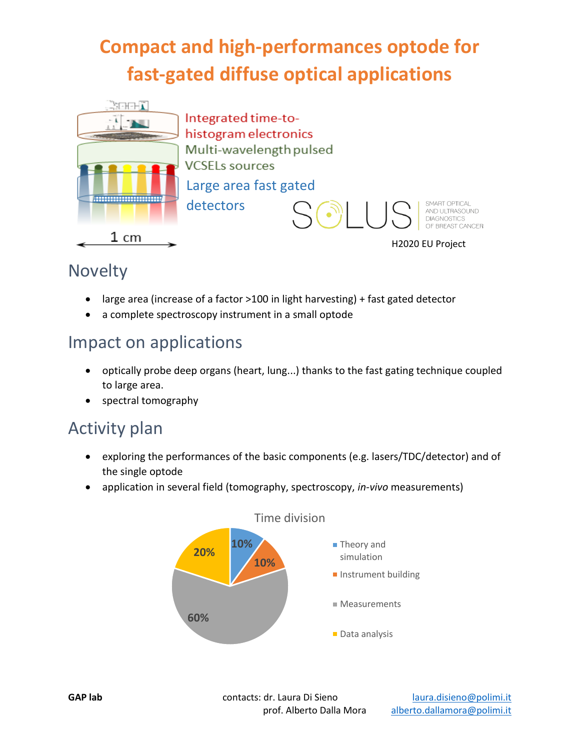# Compact and high-performances optode for fast-gated diffuse optical applications

Integrated time-to-histogram electronics

Multi-wavelength pulsed VCSELs sources

Large area fast gated detectors

1 cm

SOLUS SMART OPTICAL AND ULTRASOUND DIAGNOSTICS OF BREAST CANCER

H2020 EU Project

## Novelty

- large area (increase of a factor >100 in light harvesting) + fast gated detector
- a complete spectroscopy instrument in a small optode

## Impact on applications

- optically probe deep organs (heart, lung...) thanks to the fast gating technique coupled to large area.
- spectral tomography

## Activity plan

- exploring the performances of the basic components (e.g. lasers/TDC/detector) and of the single optode
- application in several field (tomography, spectroscopy, *in-vivo* measurements)

Time division

10%
10%
60%
20%

Theory and simulation
Instrument building
Measurements
Data analysis

**GAP lab**

contacts: dr. Laura Di Sieno laura.disieno@polimi.it
prof. Alberto Dalla Mora alberto.dallamora@polimi.it